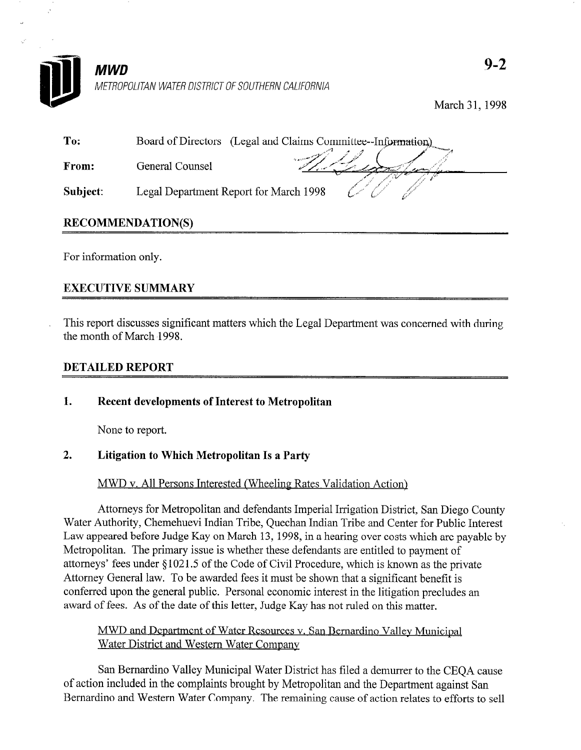# MWD

*METROPOLITAN WATER DISTRICT OF SOUTHERN CALIFORNIA*

**9-2**

March 31, 1998

**To:** Board of Directors (Legal and Claims Committee--Information)

**From:** General Counsel

**Subject:** Legal Department Report for March 1998

## RECOMMENDATION(S)

For information only.

## EXECUTIVE SUMMARY

This report discusses significant matters which the Legal Department was concerned with during the month of March 1998.

## DETAILED REPORT

### 1. Recent developments of Interest to Metropolitan

None to report.

### 2. Litigation to Which Metropolitan Is a Party

MWD v. All Persons Interested (Wheeling Rates Validation Action)

Attorneys for Metropolitan and defendants Imperial Irrigation District, San Diego County Water Authority, Chemehuevi Indian Tribe, Quechan Indian Tribe and Center for Public Interest Law appeared before Judge Kay on March 13, 1998, in a hearing over costs which are payable by Metropolitan. The primary issue is whether these defendants are entitled to payment of attorneys' fees under §1021.5 of the Code of Civil Procedure, which is known as the private Attorney General law. To be awarded fees it must be shown that a significant benefit is conferred upon the general public. Personal economic interest in the litigation precludes an award of fees. As of the date of this letter, Judge Kay has not ruled on this matter.

MWD and Department of Water Resources v. San Bernardino Valley Municipal Water District and Western Water Company

San Bernardino Valley Municipal Water District has filed a demurrer to the CEQA cause of action included in the complaints brought by Metropolitan and the Department against San Bernardino and Western Water Company. The remaining cause of action relates to efforts to sell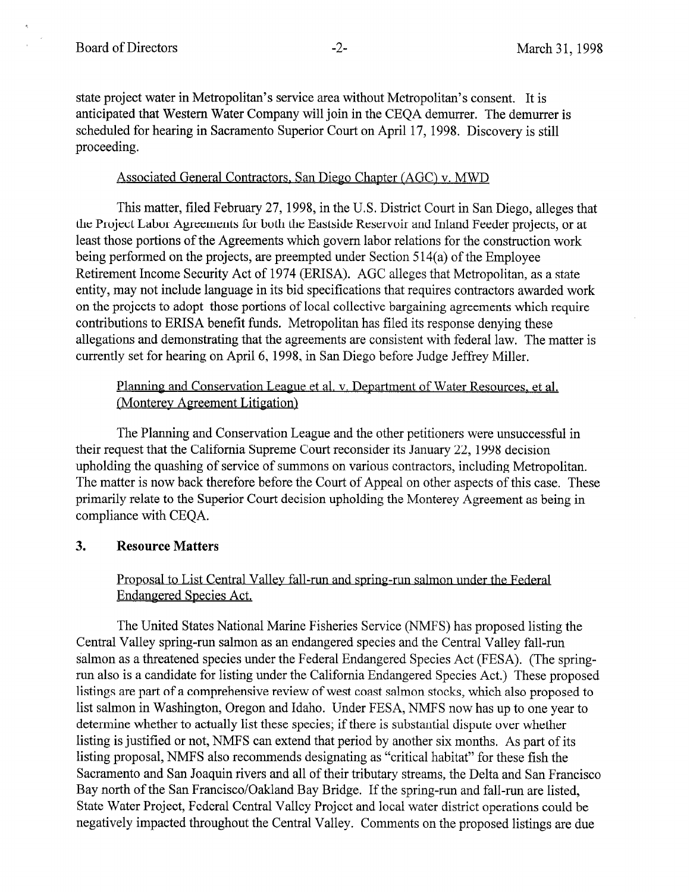state project water in Metropolitan's service area without Metropolitan's consent. It is anticipated that Western Water Company will join in the CEQA demurrer. The demurrer is scheduled for hearing in Sacramento Superior Court on April 17, 1998. Discovery is still proceeding.

Associated General Contractors, San Diego Chapter (AGC) v. MWD

This matter, filed February 27, 1998, in the U.S. District Court in San Diego, alleges that the Project Labor Agreements for both the Eastside Reservoir and Inland Feeder projects, or at least those portions of the Agreements which govern labor relations for the construction work being performed on the projects, are preempted under Section 514(a) of the Employee Retirement Income Security Act of 1974 (ERISA). AGC alleges that Metropolitan, as a state entity, may not include language in its bid specifications that requires contractors awarded work on the projects to adopt those portions of local collective bargaining agreements which require contributions to ERISA benefit funds. Metropolitan has filed its response denying these allegations and demonstrating that the agreements are consistent with federal law. The matter is currently set for hearing on April 6, 1998, in San Diego before Judge Jeffrey Miller.

Planning and Conservation League et al. v. Department of Water Resources, et al. (Monterey Agreement Litigation)

The Planning and Conservation League and the other petitioners were unsuccessful in their request that the California Supreme Court reconsider its January 22, 1998 decision upholding the quashing of service of summons on various contractors, including Metropolitan. The matter is now back therefore before the Court of Appeal on other aspects of this case. These primarily relate to the Superior Court decision upholding the Monterey Agreement as being in compliance with CEQA.

**3. Resource Matters**

Proposal to List Central Valley fall-run and spring-run salmon under the Federal Endangered Species Act.

The United States National Marine Fisheries Service (NMFS) has proposed listing the Central Valley spring-run salmon as an endangered species and the Central Valley fall-run salmon as a threatened species under the Federal Endangered Species Act (FESA). (The spring-run also is a candidate for listing under the California Endangered Species Act.) These proposed listings are part of a comprehensive review of west coast salmon stocks, which also proposed to list salmon in Washington, Oregon and Idaho. Under FESA, NMFS now has up to one year to determine whether to actually list these species; if there is substantial dispute over whether listing is justified or not, NMFS can extend that period by another six months. As part of its listing proposal, NMFS also recommends designating as "critical habitat" for these fish the Sacramento and San Joaquin rivers and all of their tributary streams, the Delta and San Francisco Bay north of the San Francisco/Oakland Bay Bridge. If the spring-run and fall-run are listed, State Water Project, Federal Central Valley Project and local water district operations could be negatively impacted throughout the Central Valley. Comments on the proposed listings are due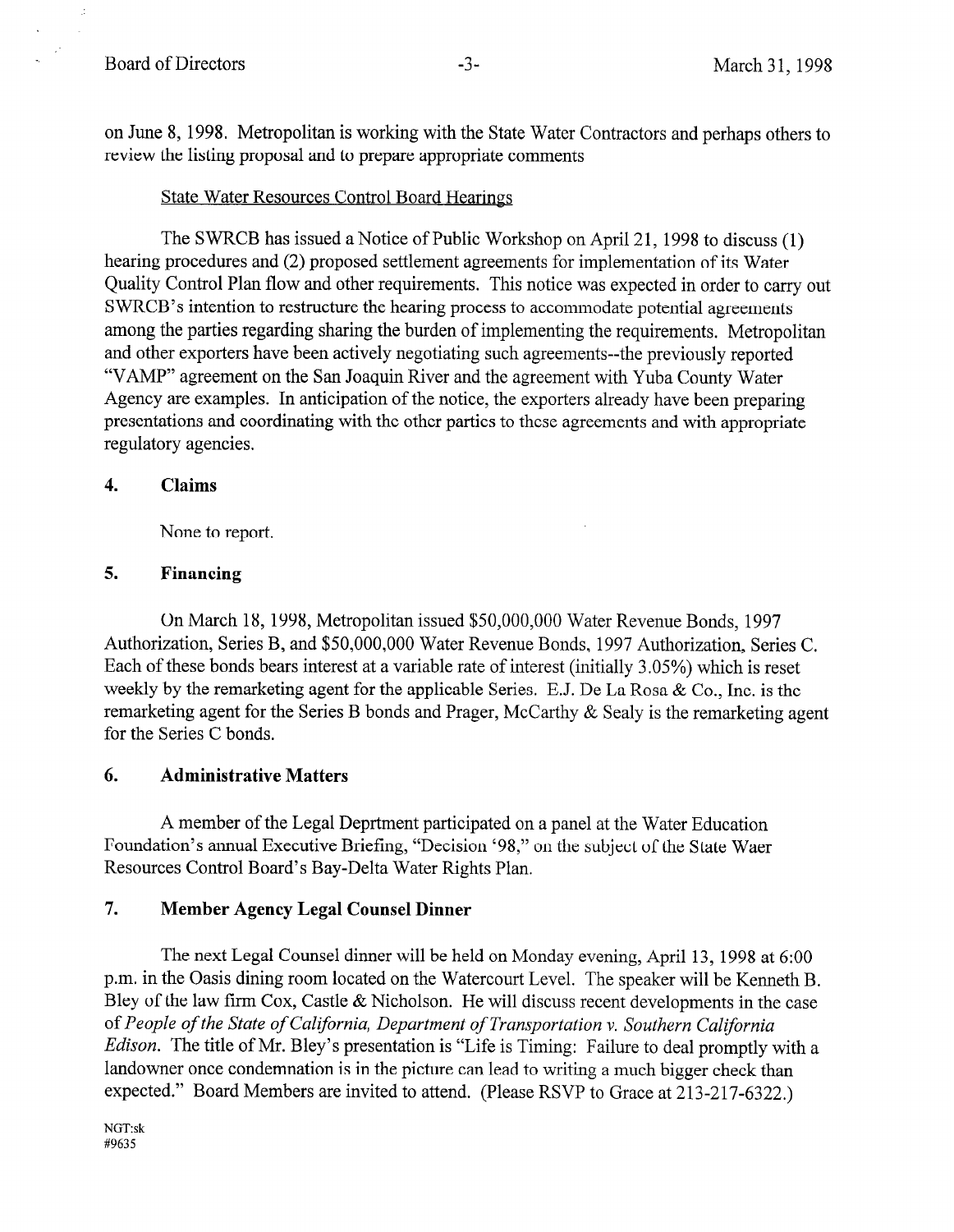on June 8, 1998. Metropolitan is working with the State Water Contractors and perhaps others to review the listing proposal and to prepare appropriate comments

State Water Resources Control Board Hearings

The SWRCB has issued a Notice of Public Workshop on April 21, 1998 to discuss (1) hearing procedures and (2) proposed settlement agreements for implementation of its Water Quality Control Plan flow and other requirements. This notice was expected in order to carry out SWRCB's intention to restructure the hearing process to accommodate potential agreements among the parties regarding sharing the burden of implementing the requirements. Metropolitan and other exporters have been actively negotiating such agreements--the previously reported "VAMP" agreement on the San Joaquin River and the agreement with Yuba County Water Agency are examples. In anticipation of the notice, the exporters already have been preparing presentations and coordinating with the other parties to these agreements and with appropriate regulatory agencies.

## 4. Claims

None to report.

## 5. Financing

On March 18, 1998, Metropolitan issued $50,000,000 Water Revenue Bonds, 1997 Authorization, Series B, and $50,000,000 Water Revenue Bonds, 1997 Authorization, Series C. Each of these bonds bears interest at a variable rate of interest (initially 3.05%) which is reset weekly by the remarketing agent for the applicable Series. E.J. De La Rosa & Co., Inc. is the remarketing agent for the Series B bonds and Prager, McCarthy & Sealy is the remarketing agent for the Series C bonds.

## 6. Administrative Matters

A member of the Legal Deprtment participated on a panel at the Water Education Foundation's annual Executive Briefing, "Decision '98," on the subject of the State Waer Resources Control Board's Bay-Delta Water Rights Plan.

## 7. Member Agency Legal Counsel Dinner

The next Legal Counsel dinner will be held on Monday evening, April 13, 1998 at 6:00 p.m. in the Oasis dining room located on the Watercourt Level. The speaker will be Kenneth B. Bley of the law firm Cox, Castle & Nicholson. He will discuss recent developments in the case of *People of the State of California, Department of Transportation v. Southern California Edison*. The title of Mr. Bley's presentation is "Life is Timing: Failure to deal promptly with a landowner once condemnation is in the picture can lead to writing a much bigger check than expected." Board Members are invited to attend. (Please RSVP to Grace at 213-217-6322.)

NGT:sk
#9635